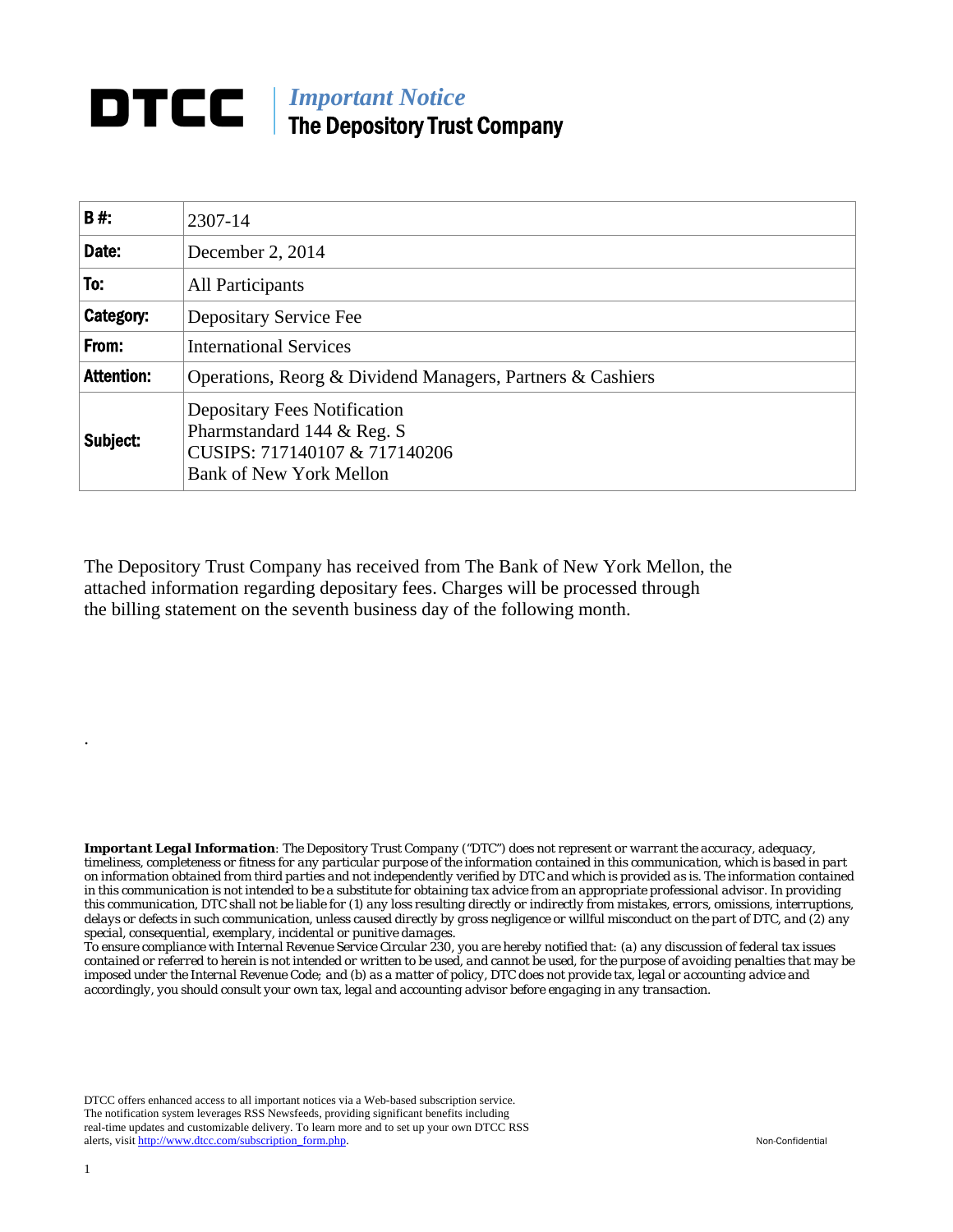# DTCC | *Important Notice* The Depository Trust Company

| | |
|---|---|
| **B #:** | 2307-14 |
| **Date:** | December 2, 2014 |
| **To:** | All Participants |
| **Category:** | Depositary Service Fee |
| **From:** | International Services |
| **Attention:** | Operations, Reorg & Dividend Managers, Partners & Cashiers |
| **Subject:** | Depositary Fees Notification<br>Pharmstandard 144 & Reg. S<br>CUSIPS: 717140107 & 717140206<br>Bank of New York Mellon |

The Depository Trust Company has received from The Bank of New York Mellon, the attached information regarding depositary fees. Charges will be processed through the billing statement on the seventh business day of the following month.

.

***Important Legal Information****: The Depository Trust Company ("DTC") does not represent or warrant the accuracy, adequacy, timeliness, completeness or fitness for any particular purpose of the information contained in this communication, which is based in part on information obtained from third parties and not independently verified by DTC and which is provided as is. The information contained in this communication is not intended to be a substitute for obtaining tax advice from an appropriate professional advisor. In providing this communication, DTC shall not be liable for (1) any loss resulting directly or indirectly from mistakes, errors, omissions, interruptions, delays or defects in such communication, unless caused directly by gross negligence or willful misconduct on the part of DTC, and (2) any special, consequential, exemplary, incidental or punitive damages.*

*To ensure compliance with Internal Revenue Service Circular 230, you are hereby notified that: (a) any discussion of federal tax issues contained or referred to herein is not intended or written to be used, and cannot be used, for the purpose of avoiding penalties that may be imposed under the Internal Revenue Code; and (b) as a matter of policy, DTC does not provide tax, legal or accounting advice and accordingly, you should consult your own tax, legal and accounting advisor before engaging in any transaction.*

DTCC offers enhanced access to all important notices via a Web-based subscription service. The notification system leverages RSS Newsfeeds, providing significant benefits including real-time updates and customizable delivery. To learn more and to set up your own DTCC RSS alerts, visit http://www.dtcc.com/subscription_form.php.

Non-Confidential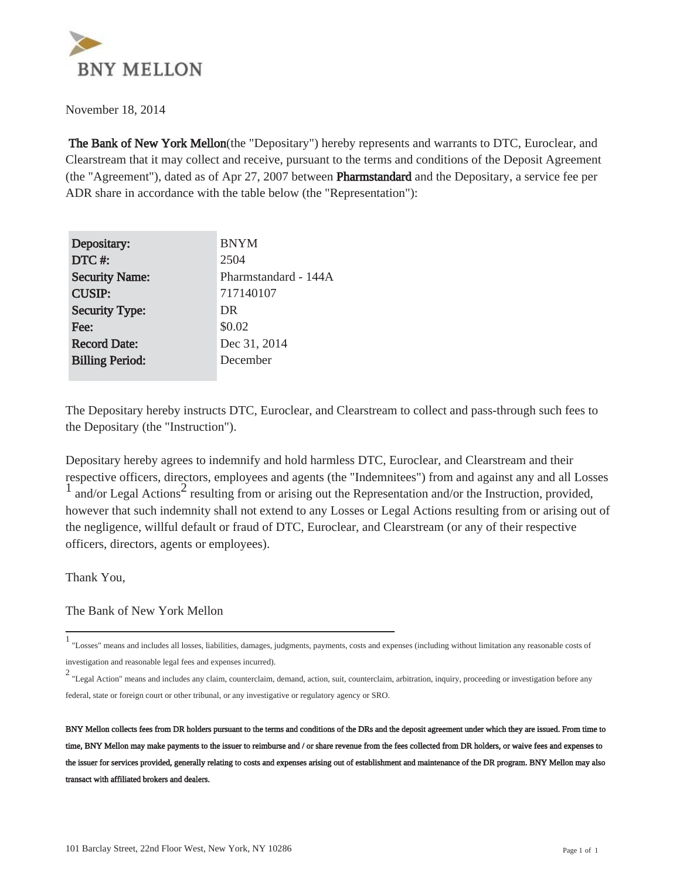BNY MELLON

November 18, 2014

**The Bank of New York Mellon**(the "Depositary") hereby represents and warrants to DTC, Euroclear, and Clearstream that it may collect and receive, pursuant to the terms and conditions of the Deposit Agreement (the "Agreement"), dated as of Apr 27, 2007 between **Pharmstandard** and the Depositary, a service fee per ADR share in accordance with the table below (the "Representation"):

| | |
|---|---|
| **Depositary:** | BNYM |
| **DTC #:** | 2504 |
| **Security Name:** | Pharmstandard - 144A |
| **CUSIP:** | 717140107 |
| **Security Type:** | DR |
| **Fee:** | $0.02 |
| **Record Date:** | Dec 31, 2014 |
| **Billing Period:** | December |

The Depositary hereby instructs DTC, Euroclear, and Clearstream to collect and pass-through such fees to the Depositary (the "Instruction").

Depositary hereby agrees to indemnify and hold harmless DTC, Euroclear, and Clearstream and their respective officers, directors, employees and agents (the "Indemnitees") from and against any and all Losses [1] and/or Legal Actions[2] resulting from or arising out the Representation and/or the Instruction, provided, however that such indemnity shall not extend to any Losses or Legal Actions resulting from or arising out of the negligence, willful default or fraud of DTC, Euroclear, and Clearstream (or any of their respective officers, directors, agents or employees).

Thank You,

The Bank of New York Mellon

---

[1] "Losses" means and includes all losses, liabilities, damages, judgments, payments, costs and expenses (including without limitation any reasonable costs of investigation and reasonable legal fees and expenses incurred).

[2] "Legal Action" means and includes any claim, counterclaim, demand, action, suit, counterclaim, arbitration, inquiry, proceeding or investigation before any federal, state or foreign court or other tribunal, or any investigative or regulatory agency or SRO.

**BNY Mellon collects fees from DR holders pursuant to the terms and conditions of the DRs and the deposit agreement under which they are issued. From time to time, BNY Mellon may make payments to the issuer to reimburse and / or share revenue from the fees collected from DR holders, or waive fees and expenses to the issuer for services provided, generally relating to costs and expenses arising out of establishment and maintenance of the DR program. BNY Mellon may also transact with affiliated brokers and dealers.**

101 Barclay Street, 22nd Floor West, New York, NY 10286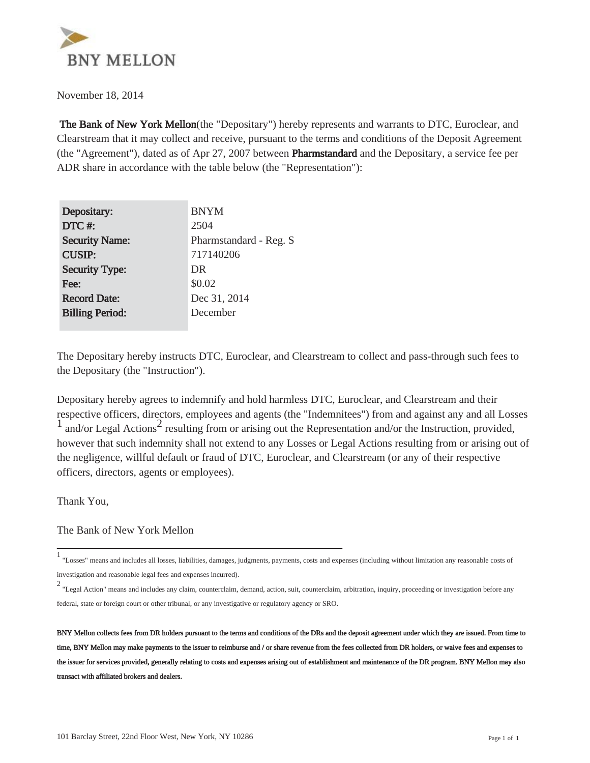BNY MELLON

November 18, 2014

**The Bank of New York Mellon**(the "Depositary") hereby represents and warrants to DTC, Euroclear, and Clearstream that it may collect and receive, pursuant to the terms and conditions of the Deposit Agreement (the "Agreement"), dated as of Apr 27, 2007 between **Pharmstandard** and the Depositary, a service fee per ADR share in accordance with the table below (the "Representation"):

| | |
|---|---|
| **Depositary:** | BNYM |
| **DTC #:** | 2504 |
| **Security Name:** | Pharmstandard - Reg. S |
| **CUSIP:** | 717140206 |
| **Security Type:** | DR |
| **Fee:** | $0.02 |
| **Record Date:** | Dec 31, 2014 |
| **Billing Period:** | December |

The Depositary hereby instructs DTC, Euroclear, and Clearstream to collect and pass-through such fees to the Depositary (the "Instruction").

Depositary hereby agrees to indemnify and hold harmless DTC, Euroclear, and Clearstream and their respective officers, directors, employees and agents (the "Indemnitees") from and against any and all Losses [1] and/or Legal Actions[2] resulting from or arising out the Representation and/or the Instruction, provided, however that such indemnity shall not extend to any Losses or Legal Actions resulting from or arising out of the negligence, willful default or fraud of DTC, Euroclear, and Clearstream (or any of their respective officers, directors, agents or employees).

Thank You,

The Bank of New York Mellon

---

[1] "Losses" means and includes all losses, liabilities, damages, judgments, payments, costs and expenses (including without limitation any reasonable costs of investigation and reasonable legal fees and expenses incurred).

[2] "Legal Action" means and includes any claim, counterclaim, demand, action, suit, counterclaim, arbitration, inquiry, proceeding or investigation before any federal, state or foreign court or other tribunal, or any investigative or regulatory agency or SRO.

**BNY Mellon collects fees from DR holders pursuant to the terms and conditions of the DRs and the deposit agreement under which they are issued. From time to time, BNY Mellon may make payments to the issuer to reimburse and / or share revenue from the fees collected from DR holders, or waive fees and expenses to the issuer for services provided, generally relating to costs and expenses arising out of establishment and maintenance of the DR program. BNY Mellon may also transact with affiliated brokers and dealers.**

101 Barclay Street, 22nd Floor West, New York, NY 10286